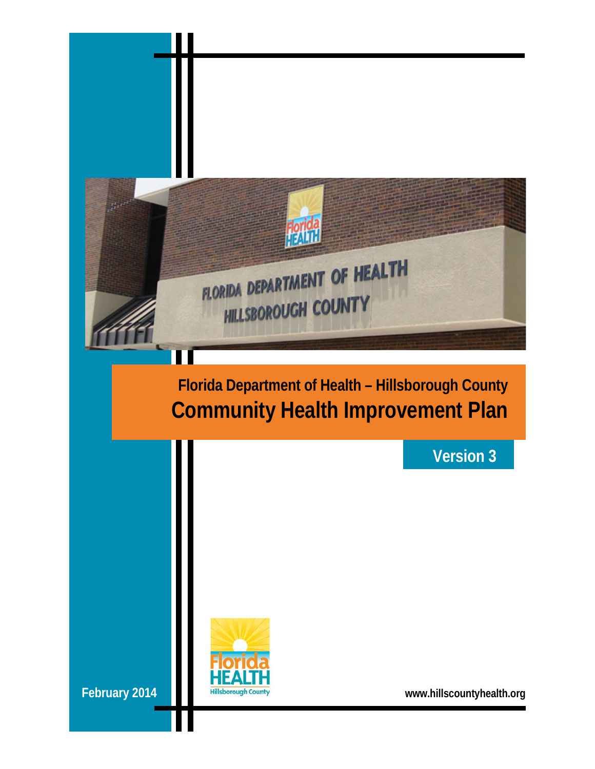Florida Department of Health – Hillsborough County

# Community Health Improvement Plan

## Version 3

February 2014

www.hillscountyhealth.org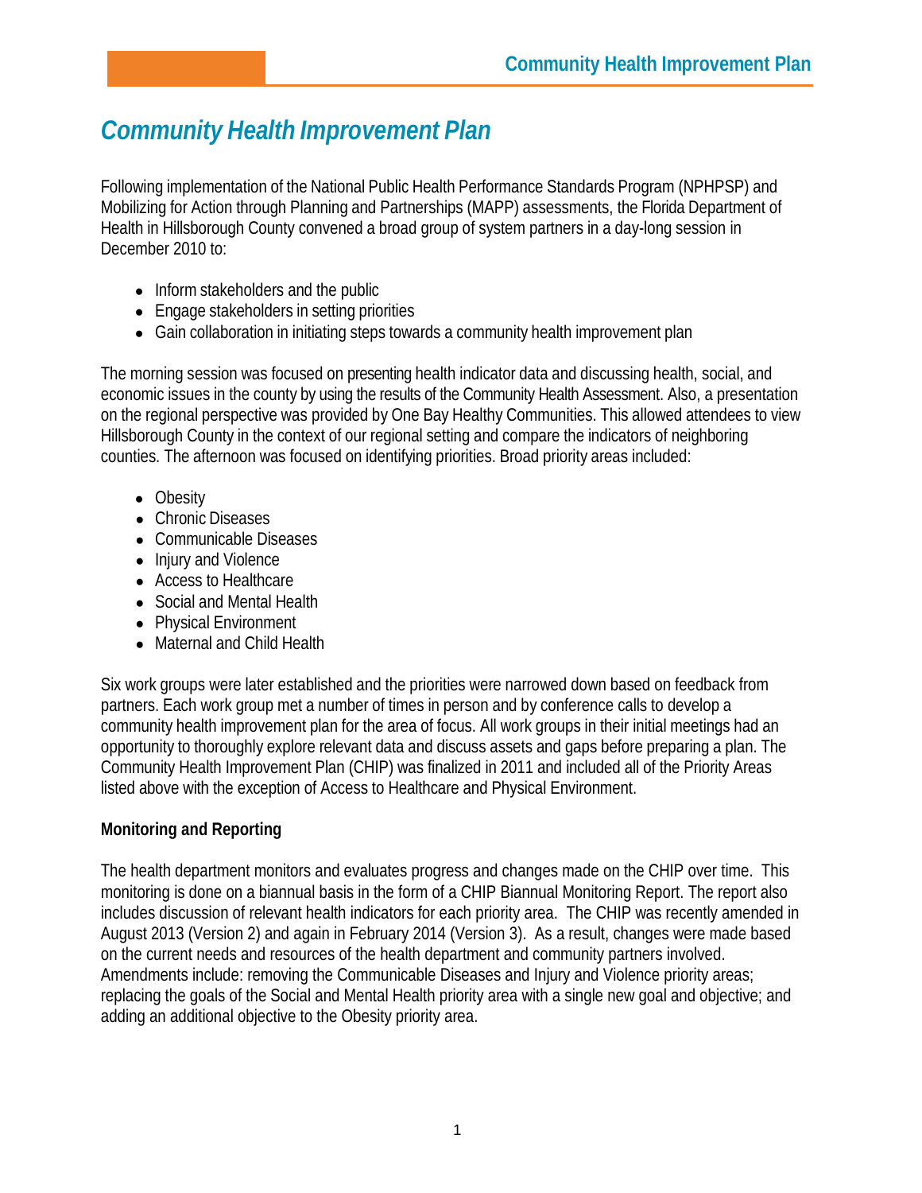# Community Health Improvement Plan

Following implementation of the National Public Health Performance Standards Program (NPHPSP) and Mobilizing for Action through Planning and Partnerships (MAPP) assessments, the Florida Department of Health in Hillsborough County convened a broad group of system partners in a day-long session in December 2010 to:

- Inform stakeholders and the public
- Engage stakeholders in setting priorities
- Gain collaboration in initiating steps towards a community health improvement plan

The morning session was focused on presenting health indicator data and discussing health, social, and economic issues in the county by using the results of the Community Health Assessment. Also, a presentation on the regional perspective was provided by One Bay Healthy Communities. This allowed attendees to view Hillsborough County in the context of our regional setting and compare the indicators of neighboring counties. The afternoon was focused on identifying priorities. Broad priority areas included:

- Obesity
- Chronic Diseases
- Communicable Diseases
- Injury and Violence
- Access to Healthcare
- Social and Mental Health
- Physical Environment
- Maternal and Child Health

Six work groups were later established and the priorities were narrowed down based on feedback from partners. Each work group met a number of times in person and by conference calls to develop a community health improvement plan for the area of focus. All work groups in their initial meetings had an opportunity to thoroughly explore relevant data and discuss assets and gaps before preparing a plan. The Community Health Improvement Plan (CHIP) was finalized in 2011 and included all of the Priority Areas listed above with the exception of Access to Healthcare and Physical Environment.

**Monitoring and Reporting**

The health department monitors and evaluates progress and changes made on the CHIP over time. This monitoring is done on a biannual basis in the form of a CHIP Biannual Monitoring Report. The report also includes discussion of relevant health indicators for each priority area. The CHIP was recently amended in August 2013 (Version 2) and again in February 2014 (Version 3). As a result, changes were made based on the current needs and resources of the health department and community partners involved. Amendments include: removing the Communicable Diseases and Injury and Violence priority areas; replacing the goals of the Social and Mental Health priority area with a single new goal and objective; and adding an additional objective to the Obesity priority area.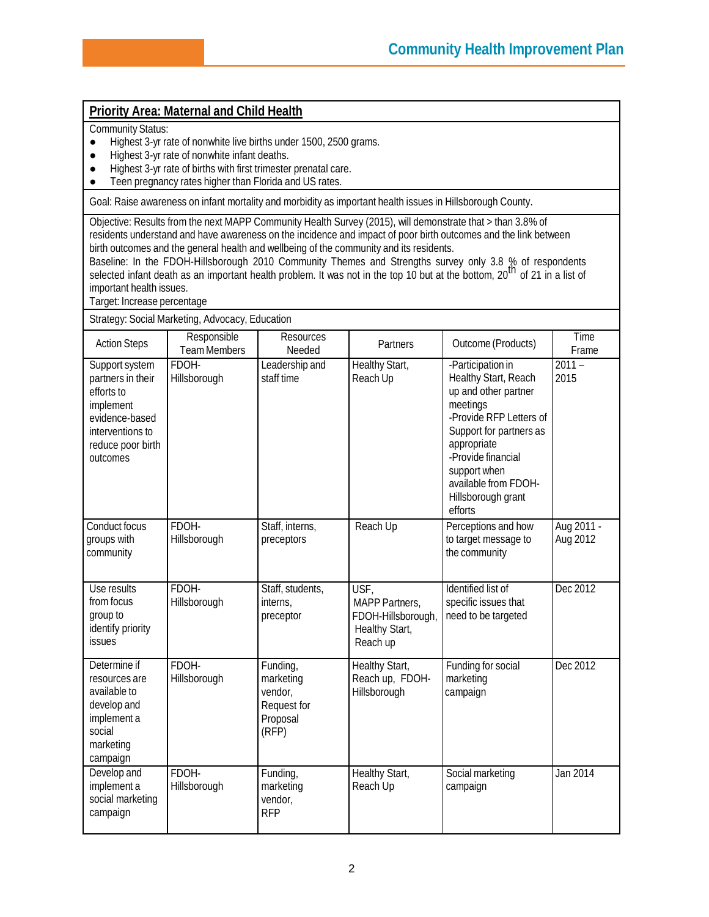## Priority Area: Maternal and Child Health

Community Status:

- Highest 3-yr rate of nonwhite live births under 1500, 2500 grams.
- Highest 3-yr rate of nonwhite infant deaths.
- Highest 3-yr rate of births with first trimester prenatal care.
- Teen pregnancy rates higher than Florida and US rates.

Goal: Raise awareness on infant mortality and morbidity as important health issues in Hillsborough County.

Objective: Results from the next MAPP Community Health Survey (2015), will demonstrate that > than 3.8% of residents understand and have awareness on the incidence and impact of poor birth outcomes and the link between birth outcomes and the general health and wellbeing of the community and its residents.
Baseline: In the FDOH-Hillsborough 2010 Community Themes and Strengths survey only 3.8 % of respondents selected infant death as an important health problem. It was not in the top 10 but at the bottom, 20th of 21 in a list of important health issues.
Target: Increase percentage

Strategy: Social Marketing, Advocacy, Education

| Action Steps | Responsible Team Members | Resources Needed | Partners | Outcome (Products) | Time Frame |
|---|---|---|---|---|---|
| Support system partners in their efforts to implement evidence-based interventions to reduce poor birth outcomes | FDOH-Hillsborough | Leadership and staff time | Healthy Start, Reach Up | -Participation in Healthy Start, Reach up and other partner meetings<br>-Provide RFP Letters of Support for partners as appropriate<br>-Provide financial support when available from FDOH-Hillsborough grant efforts | 2011 – 2015 |
| Conduct focus groups with community | FDOH-Hillsborough | Staff, interns, preceptors | Reach Up | Perceptions and how to target message to the community | Aug 2011 - Aug 2012 |
| Use results from focus group to identify priority issues | FDOH-Hillsborough | Staff, students, interns, preceptor | USF, MAPP Partners, FDOH-Hillsborough, Healthy Start, Reach up | Identified list of specific issues that need to be targeted | Dec 2012 |
| Determine if resources are available to develop and implement a social marketing campaign | FDOH-Hillsborough | Funding, marketing vendor, Request for Proposal (RFP) | Healthy Start, Reach up, FDOH-Hillsborough | Funding for social marketing campaign | Dec 2012 |
| Develop and implement a social marketing campaign | FDOH-Hillsborough | Funding, marketing vendor, RFP | Healthy Start, Reach Up | Social marketing campaign | Jan 2014 |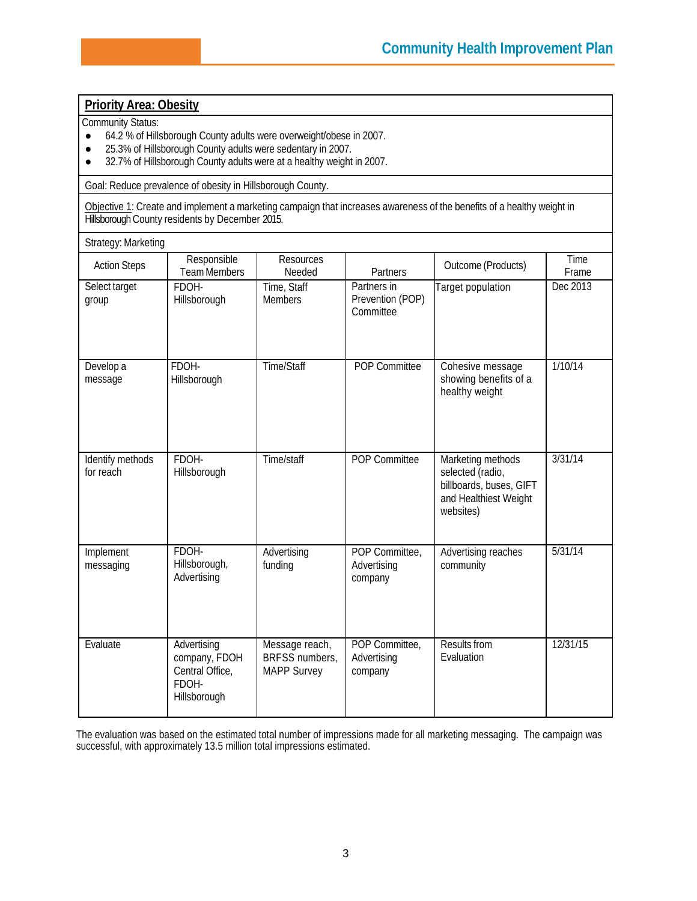## Priority Area: Obesity

Community Status:

- 64.2 % of Hillsborough County adults were overweight/obese in 2007.
- 25.3% of Hillsborough County adults were sedentary in 2007.
- 32.7% of Hillsborough County adults were at a healthy weight in 2007.

Goal: Reduce prevalence of obesity in Hillsborough County.

Objective 1: Create and implement a marketing campaign that increases awareness of the benefits of a healthy weight in Hillsborough County residents by December 2015.

Strategy: Marketing

| Action Steps | Responsible Team Members | Resources Needed | Partners | Outcome (Products) | Time Frame |
|---|---|---|---|---|---|
| Select target group | FDOH-Hillsborough | Time, Staff Members | Partners in Prevention (POP) Committee | Target population | Dec 2013 |
| Develop a message | FDOH-Hillsborough | Time/Staff | POP Committee | Cohesive message showing benefits of a healthy weight | 1/10/14 |
| Identify methods for reach | FDOH-Hillsborough | Time/staff | POP Committee | Marketing methods selected (radio, billboards, buses, GIFT and Healthiest Weight websites) | 3/31/14 |
| Implement messaging | FDOH-Hillsborough, Advertising | Advertising funding | POP Committee, Advertising company | Advertising reaches community | 5/31/14 |
| Evaluate | Advertising company, FDOH Central Office, FDOH-Hillsborough | Message reach, BRFSS numbers, MAPP Survey | POP Committee, Advertising company | Results from Evaluation | 12/31/15 |

The evaluation was based on the estimated total number of impressions made for all marketing messaging. The campaign was successful, with approximately 13.5 million total impressions estimated.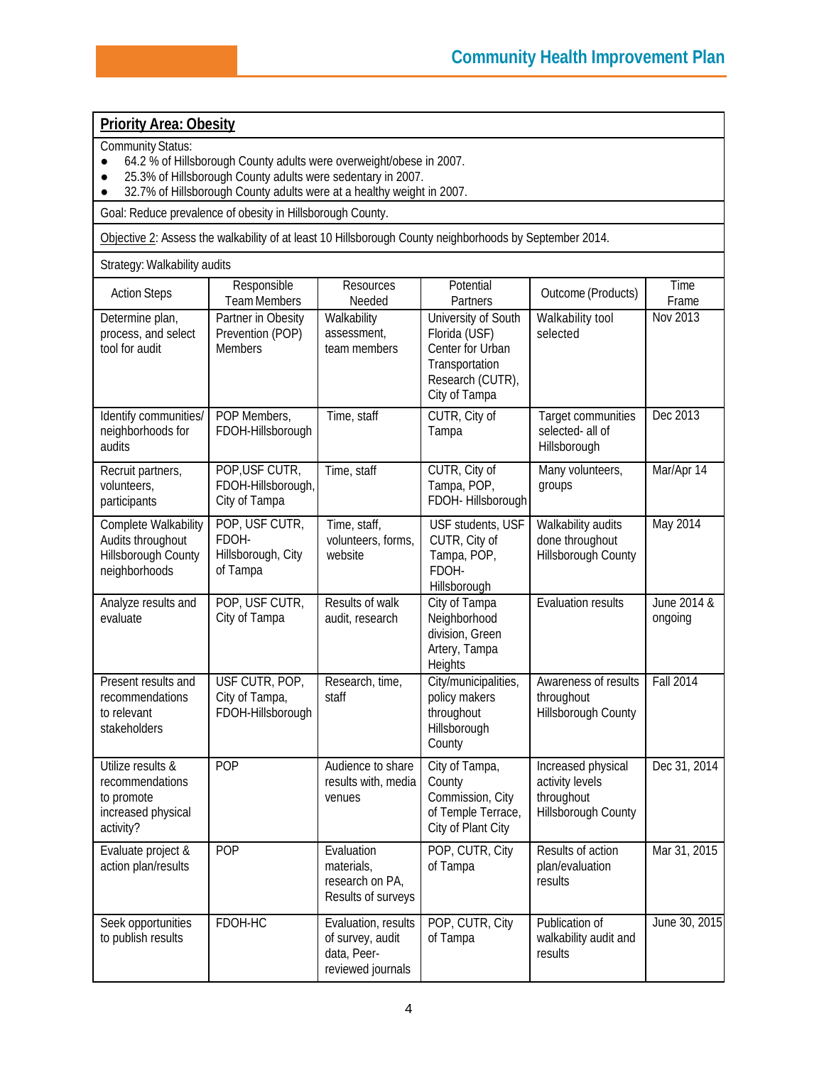## Priority Area: Obesity

Community Status:

- 64.2 % of Hillsborough County adults were overweight/obese in 2007.
- 25.3% of Hillsborough County adults were sedentary in 2007.
- 32.7% of Hillsborough County adults were at a healthy weight in 2007.

Goal: Reduce prevalence of obesity in Hillsborough County.

Objective 2: Assess the walkability of at least 10 Hillsborough County neighborhoods by September 2014.

Strategy: Walkability audits

| Action Steps | Responsible Team Members | Resources Needed | Potential Partners | Outcome (Products) | Time Frame |
|---|---|---|---|---|---|
| Determine plan, process, and select tool for audit | Partner in Obesity Prevention (POP) Members | Walkability assessment, team members | University of South Florida (USF) Center for Urban Transportation Research (CUTR), City of Tampa | Walkability tool selected | Nov 2013 |
| Identify communities/ neighborhoods for audits | POP Members, FDOH-Hillsborough | Time, staff | CUTR, City of Tampa | Target communities selected- all of Hillsborough | Dec 2013 |
| Recruit partners, volunteers, participants | POP,USF CUTR, FDOH-Hillsborough, City of Tampa | Time, staff | CUTR, City of Tampa, POP, FDOH- Hillsborough | Many volunteers, groups | Mar/Apr 14 |
| Complete Walkability Audits throughout Hillsborough County neighborhoods | POP, USF CUTR, FDOH-Hillsborough, City of Tampa | Time, staff, volunteers, forms, website | USF students, USF CUTR, City of Tampa, POP, FDOH-Hillsborough | Walkability audits done throughout Hillsborough County | May 2014 |
| Analyze results and evaluate | POP, USF CUTR, City of Tampa | Results of walk audit, research | City of Tampa Neighborhood division, Green Artery, Tampa Heights | Evaluation results | June 2014 & ongoing |
| Present results and recommendations to relevant stakeholders | USF CUTR, POP, City of Tampa, FDOH-Hillsborough | Research, time, staff | City/municipalities, policy makers throughout Hillsborough County | Awareness of results throughout Hillsborough County | Fall 2014 |
| Utilize results & recommendations to promote increased physical activity? | POP | Audience to share results with, media venues | City of Tampa, County Commission, City of Temple Terrace, City of Plant City | Increased physical activity levels throughout Hillsborough County | Dec 31, 2014 |
| Evaluate project & action plan/results | POP | Evaluation materials, research on PA, Results of surveys | POP, CUTR, City of Tampa | Results of action plan/evaluation results | Mar 31, 2015 |
| Seek opportunities to publish results | FDOH-HC | Evaluation, results of survey, audit data, Peer-reviewed journals | POP, CUTR, City of Tampa | Publication of walkability audit and results | June 30, 2015 |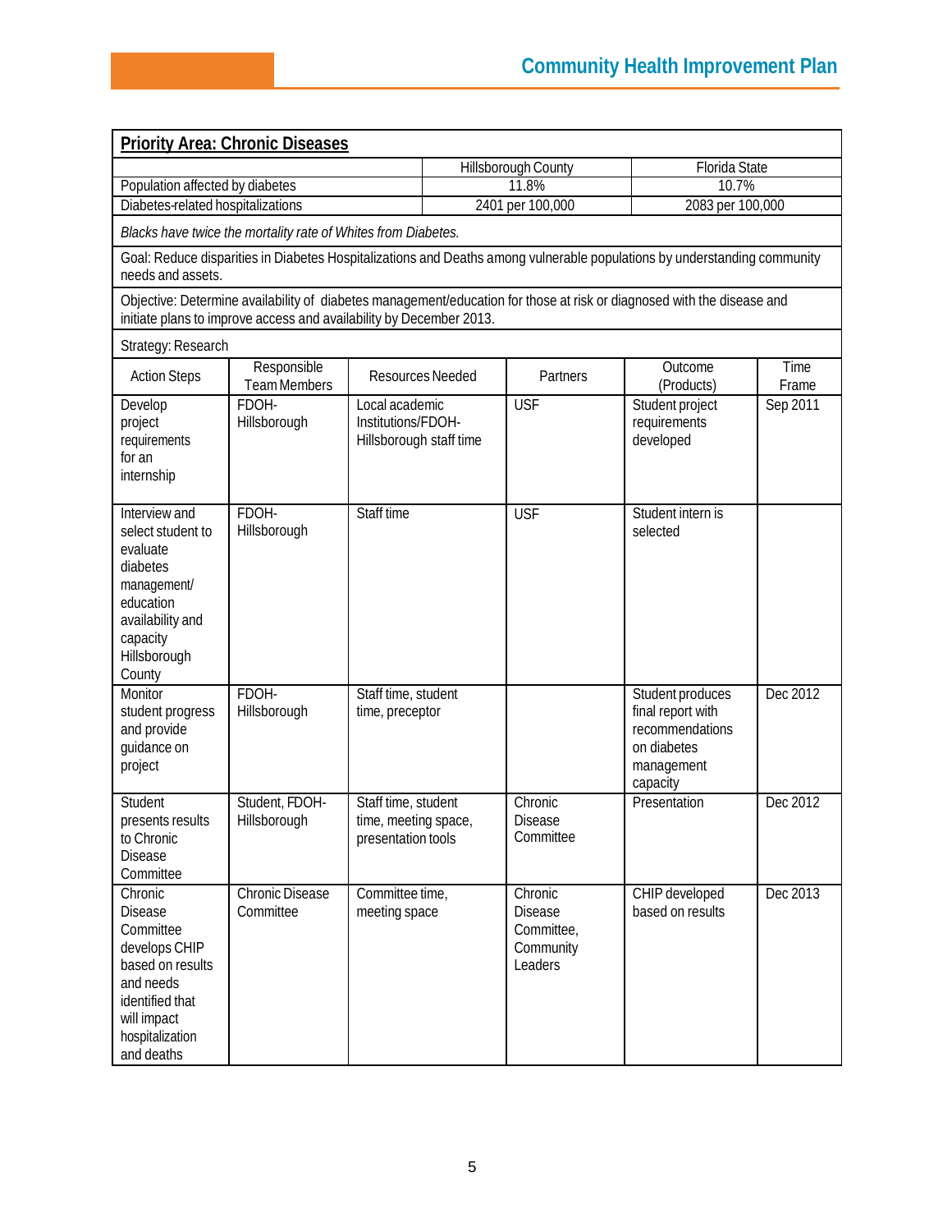## Priority Area: Chronic Diseases

| | Hillsborough County | Florida State |
|---|---|---|
| Population affected by diabetes | 11.8% | 10.7% |
| Diabetes-related hospitalizations | 2401 per 100,000 | 2083 per 100,000 |

*Blacks have twice the mortality rate of Whites from Diabetes.*

Goal: Reduce disparities in Diabetes Hospitalizations and Deaths among vulnerable populations by understanding community needs and assets.

Objective: Determine availability of diabetes management/education for those at risk or diagnosed with the disease and initiate plans to improve access and availability by December 2013.

Strategy: Research

| Action Steps | Responsible Team Members | Resources Needed | Partners | Outcome (Products) | Time Frame |
|---|---|---|---|---|---|
| Develop project requirements for an internship | FDOH-Hillsborough | Local academic Institutions/FDOH-Hillsborough staff time | USF | Student project requirements developed | Sep 2011 |
| Interview and select student to evaluate diabetes management/ education availability and capacity Hillsborough County | FDOH-Hillsborough | Staff time | USF | Student intern is selected | |
| Monitor student progress and provide guidance on project | FDOH-Hillsborough | Staff time, student time, preceptor | | Student produces final report with recommendations on diabetes management capacity | Dec 2012 |
| Student presents results to Chronic Disease Committee | Student, FDOH-Hillsborough | Staff time, student time, meeting space, presentation tools | Chronic Disease Committee | Presentation | Dec 2012 |
| Chronic Disease Committee develops CHIP based on results and needs identified that will impact hospitalization and deaths | Chronic Disease Committee | Committee time, meeting space | Chronic Disease Committee, Community Leaders | CHIP developed based on results | Dec 2013 |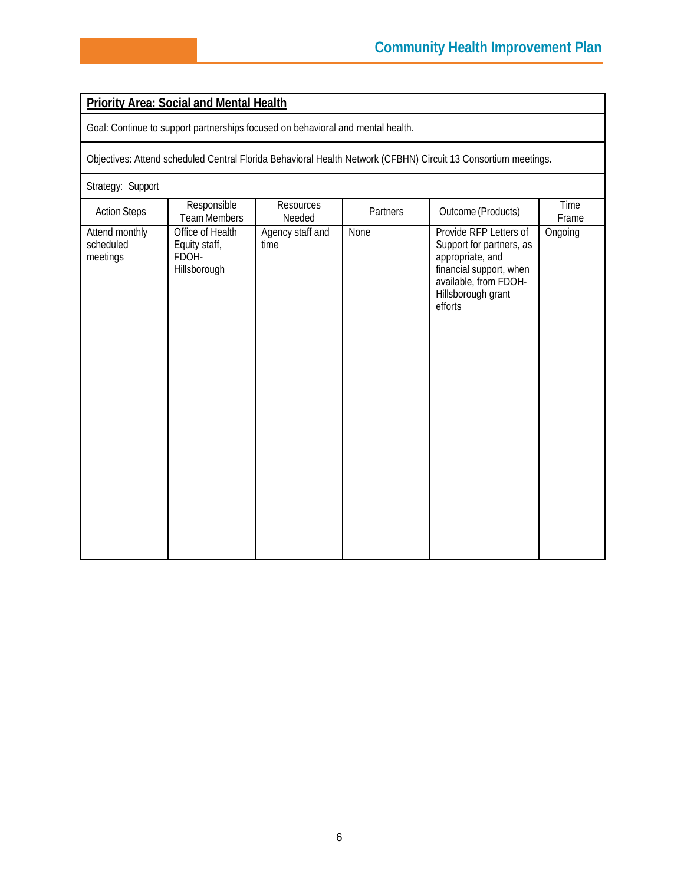**Priority Area: Social and Mental Health**

Goal: Continue to support partnerships focused on behavioral and mental health.

Objectives: Attend scheduled Central Florida Behavioral Health Network (CFBHN) Circuit 13 Consortium meetings.

Strategy: Support

| Action Steps | Responsible Team Members | Resources Needed | Partners | Outcome (Products) | Time Frame |
|---|---|---|---|---|---|
| Attend monthly scheduled meetings | Office of Health Equity staff, FDOH-Hillsborough | Agency staff and time | None | Provide RFP Letters of Support for partners, as appropriate, and financial support, when available, from FDOH-Hillsborough grant efforts | Ongoing |